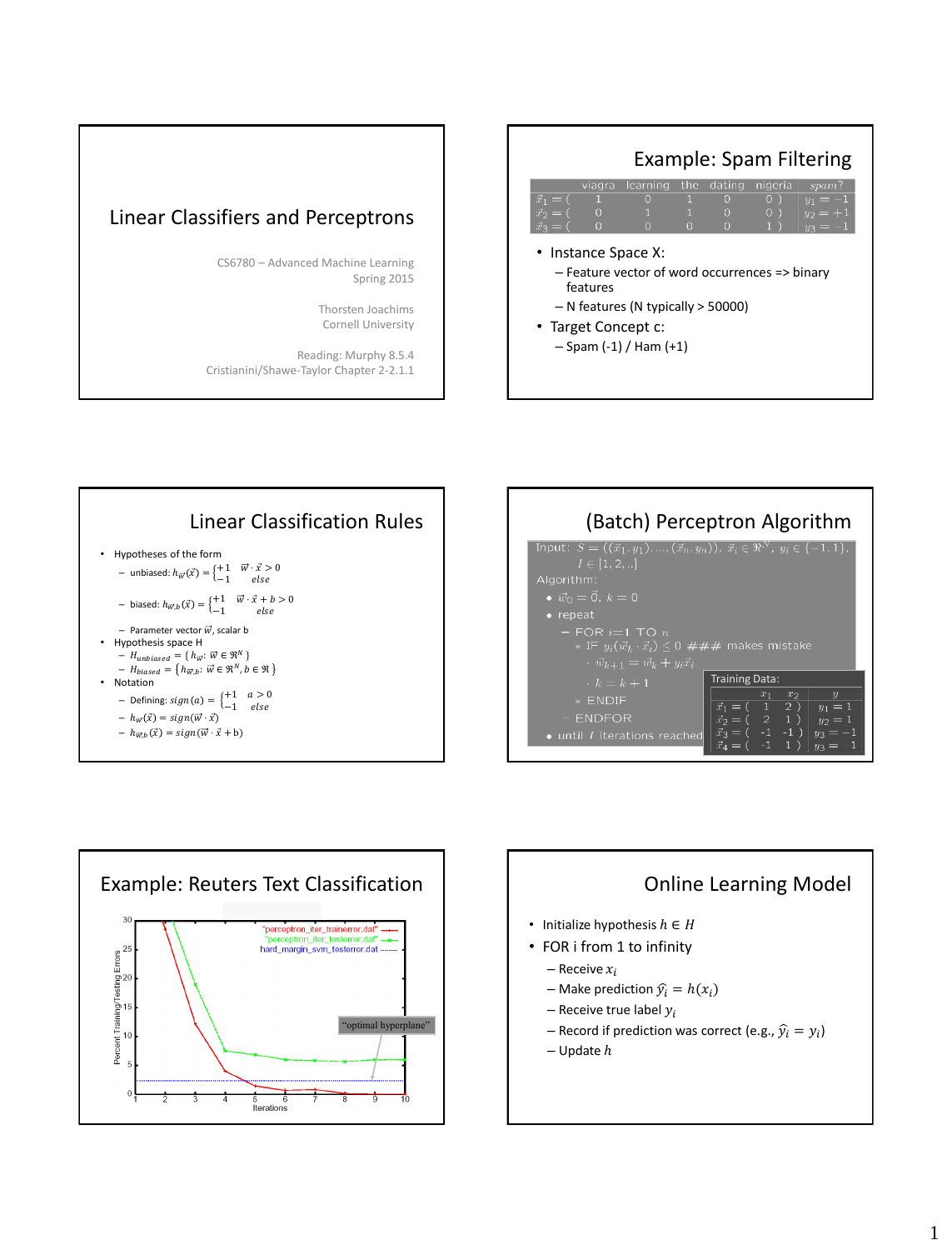# Linear Classifiers and Perceptrons

CS6780 – Advanced Machine Learning
Spring 2015

Thorsten Joachims
Cornell University

Reading: Murphy 8.5.4
Cristianini/Shawe-Taylor Chapter 2-2.1.1

## Example: Spam Filtering

| | viagra | learning | the | dating | nigeria | spam? |
|---|---|---|---|---|---|---|
| $\vec{x}_1 = ($ | 1 | 0 | 1 | 0 | 0 ) | $y_1 = -1$ |
| $\vec{x}_2 = ($ | 0 | 1 | 1 | 0 | 0 ) | $y_2 = +1$ |
| $\vec{x}_3 = ($ | 0 | 0 | 0 | 0 | 1 ) | $y_3 = -1$ |

- Instance Space X:
  - Feature vector of word occurrences => binary features
  - N features (N typically > 50000)
- Target Concept c:
  - Spam (-1) / Ham (+1)

## Linear Classification Rules

- Hypotheses of the form
  - unbiased: $h_{\vec{w}}(\vec{x}) = \begin{cases} +1 & \vec{w} \cdot \vec{x} > 0 \\ -1 & else \end{cases}$
  - biased: $h_{\vec{w},b}(\vec{x}) = \begin{cases} +1 & \vec{w} \cdot \vec{x} + b > 0 \\ -1 & else \end{cases}$
  - Parameter vector $\vec{w}$, scalar b
- Hypothesis space H
  - $H_{unbiased} = \{ h_{\vec{w}}: \vec{w} \in \Re^N \}$
  - $H_{biased} = \{ h_{\vec{w},b}: \vec{w} \in \Re^N, b \in \Re \}$
- Notation
  - Defining: $sign(a) = \begin{cases} +1 & a > 0 \\ -1 & else \end{cases}$
  - $h_{\vec{w}}(\vec{x}) = sign(\vec{w} \cdot \vec{x})$
  - $h_{\vec{w},b}(\vec{x}) = sign(\vec{w} \cdot \vec{x} + \text{b})$

## (Batch) Perceptron Algorithm

Input: $S = ((\vec{x}_1, y_1), \ldots, (\vec{x}_n, y_n))$, $\vec{x}_i \in \Re^N$, $y_i \in \{-1, 1\}$, $I \in [1, 2, ..]$

Algorithm:

- $\vec{w}_0 = \vec{0}$, $k = 0$
- repeat
  - FOR $i$=1 TO $n$
    - IF $y_i(\vec{w}_k \cdot \vec{x}_i) \leq 0$ ### makes mistake
      - $\vec{w}_{k+1} = \vec{w}_k + y_i \vec{x}_i$
      - $k = k + 1$
    - ENDIF
  - ENDFOR
- until $I$ iterations reached

Training Data:

| | $x_1$ | $x_2$ | $y$ |
|---|---|---|---|
| $\vec{x}_1 = ($ | 1 | 2 ) | $y_1 = 1$ |
| $\vec{x}_2 = ($ | 2 | 1 ) | $y_2 = 1$ |
| $\vec{x}_3 = ($ | -1 | -1 ) | $y_3 = -1$ |
| $\vec{x}_4 = ($ | -1 | 1 ) | $y_3 = -1$ |

## Example: Reuters Text Classification

Plot: Percent Training/Testing Errors vs. Iterations (1–10). Legend: "perceptron_iter_trainerror.dat", "perceptron_iter_testerror.dat", hard_margin_svm_testerror.dat. Annotation: "optimal hyperplane".

## Online Learning Model

- Initialize hypothesis $h \in H$
- FOR i from 1 to infinity
  - Receive $x_i$
  - Make prediction $\hat{y}_i = h(x_i)$
  - Receive true label $y_i$
  - Record if prediction was correct (e.g., $\hat{y}_i = y_i$)
  - Update $h$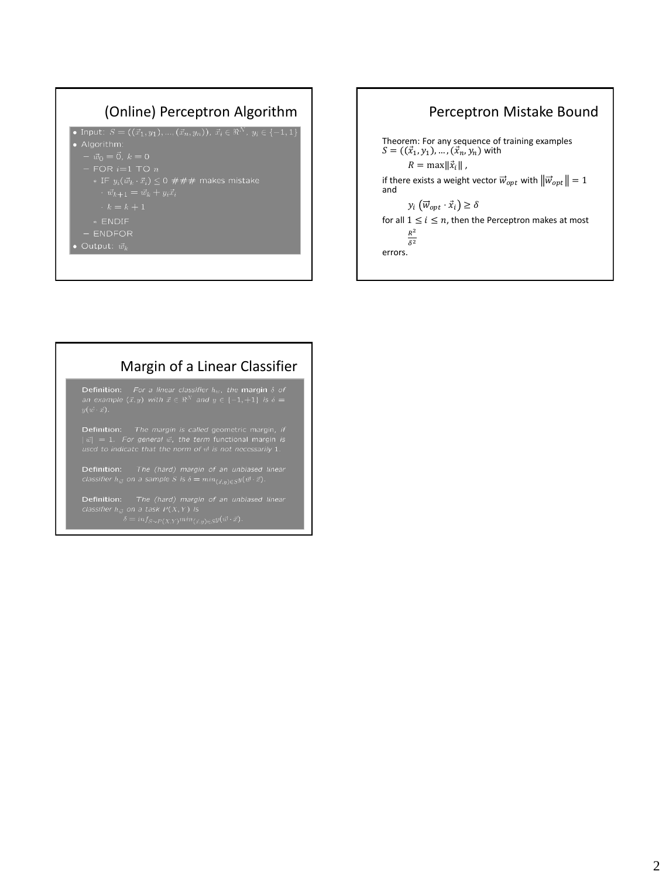## (Online) Perceptron Algorithm

- Input: $S = ((\vec{x}_1, y_1), ..., (\vec{x}_n, y_n))$, $\vec{x}_i \in \Re^N$, $y_i \in \{-1, 1\}$
- Algorithm:
  - $\vec{w}_0 = \vec{0}$, $k = 0$
  - FOR $i$=1 TO $n$
    - IF $y_i(\vec{w}_k \cdot \vec{x}_i) \leq 0$ ### makes mistake
      - $\vec{w}_{k+1} = \vec{w}_k + y_i \vec{x}_i$
      - $k = k + 1$
    - ENDIF
  - ENDFOR
- Output: $\vec{w}_k$

## Perceptron Mistake Bound

Theorem: For any sequence of training examples $S = ((\vec{x}_1, y_1), \ldots, (\vec{x}_n, y_n))$ with

$$R = \max \|\vec{x}_i\| ,$$

if there exists a weight vector $\vec{w}_{opt}$ with $\|\vec{w}_{opt}\| = 1$ and

$$y_i \left(\vec{w}_{opt} \cdot \vec{x}_i\right) \geq \delta$$

for all $1 \leq i \leq n$, then the Perceptron makes at most

$$\frac{R^2}{\delta^2}$$

errors.

## Margin of a Linear Classifier

**Definition:** *For a linear classifier $h_{\vec{w}}$, the* **margin** *$\delta$ of an example $(\vec{x}, y)$ with $\vec{x} \in \Re^N$ and $y \in \{-1, +1\}$ is $\delta = y(\vec{w} \cdot \vec{x})$.*

**Definition:** *The margin is called* geometric margin, *if $|\vec{w}| = 1$. For general $\vec{w}$, the term* functional margin *is used to indicate that the norm of $\vec{w}$ is not necessarily 1.*

**Definition:** *The (hard) margin of an unbiased linear classifier $h_{\vec{w}}$ on a sample $S$ is $\delta = min_{(\vec{x}, y) \in S} y(\vec{w} \cdot \vec{x})$.*

**Definition:** *The (hard) margin of an unbiased linear classifier $h_{\vec{w}}$ on a task $P(X, Y)$ is*

$$\delta = inf_{S \sim P(X,Y)} min_{(\vec{x}, y) \in S} y(\vec{w} \cdot \vec{x}).$$